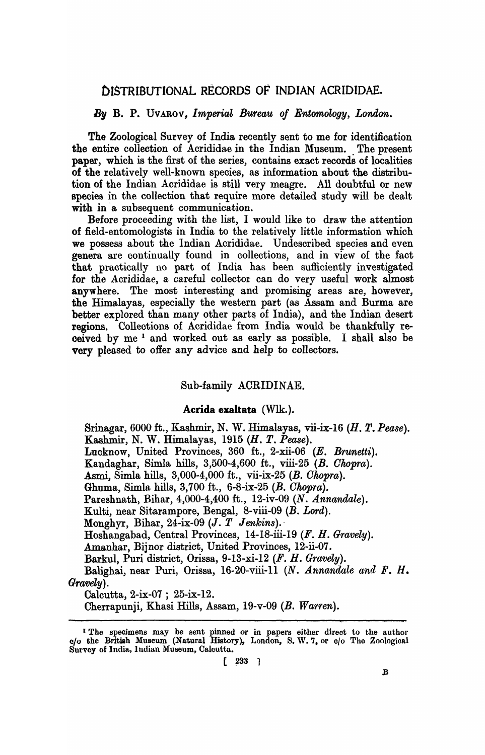# DISTRIBUTIONAL RECORDS OF INDIAN ACRIDIDAE.

*By* B. P. UVAROV, *Imperial Bureau of Entomology, London.*

The Zoological Survey of India recently sent to me for identification the entire collection of Acrididae in the Indian Museum. The present paper, which is the first of the series, contains exact records of localities of the relatively well-known species, as information about the distribution of the Indian Acrididae is still very meagre. All doubtful or new species in the collection that require more detailed study will be dealt with in a subsequent communication.

Before proceeding with the list, I would like to draw the attention of field-entomologists in India to the relatively little information which we possess about the Indian Acrididae. Undescribed species and even genera are continually found in collections, and in view of the fact that practically no part of India has been sufficiently investigated for the Acrididae, a careful collector can do very useful work almost anywhere. The most interesting and promising areas are, however, the Himalayas, especially the western part (as Assam and Burma are better explored than many other parts of India), and the Indian desert regions. Collections of Acrididae from India would be thankfully received by me [1] and worked out as early as possible. I shall also be very pleased to offer any advice and help to collectors.

## Sub-family ACRIDINAE.

### Acrida exaltata (Wlk.).

Srinagar, 6000 ft., Kashmir, N. W. Himalayas, vii-ix-16 (*H. T. Pease*).
Kashmir, N. W. Himalayas, 1915 (*H. T. Pease*).
Lucknow, United Provinces, 360 ft., 2-xii-06 (*E. Brunetti*).
Kandaghar, Simla hills, 3,500-4,600 ft., viii-25 (*B. Chopra*).
Asmi, Simla hills, 3,000-4,000 ft., vii-ix-25 (*B. Chopra*).
Ghuma, Simla hills, 3,700 ft., 6-8-ix-25 (*B. Chopra*).
Pareshnath, Bihar, 4,000-4,400 ft., 12-iv-09 (*N. Annandale*).
Kulti, near Sitarampore, Bengal, 8-viii-09 (*B. Lord*).
Monghyr, Bihar, 24-ix-09 (*J. T Jenkins*).
Hoshangabad, Central Provinces, 14-18-iii-19 (*F. H. Gravely*).
Amanhar, Bijnor district, United Provinces, 12-ii-07.
Barkul, Puri district, Orissa, 9-13-xi-12 (*F. H. Gravely*).
Balighai, near Puri, Orissa, 16-20-viii-11 (*N. Annandale and F. H. Gravely*).
Calcutta, 2-ix-07 ; 25-ix-12.
Cherrapunji, Khasi Hills, Assam, 19-v-09 (*B. Warren*).

---

[1] The specimens may be sent pinned or in papers either direct to the author c/o the British Museum (Natural History), London, S. W. 7, or c/o The Zoological Survey of India, Indian Museum, Calcutta.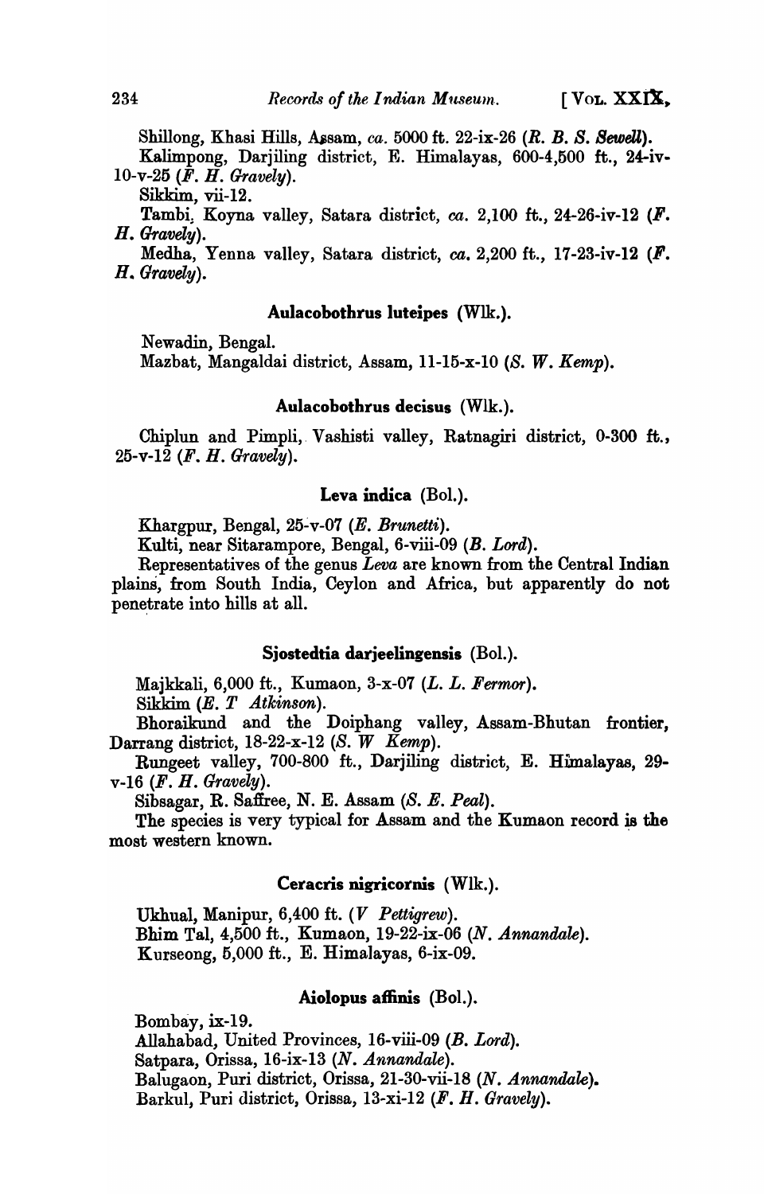Shillong, Khasi Hills, Assam, *ca.* 5000 ft. 22-ix-26 (*R. B. S. Sewell*).

Kalimpong, Darjiling district, E. Himalayas, 600-4,500 ft., 24-iv-10-v-25 (*F. H. Gravely*).

Sikkim, vii-12.

Tambi, Koyna valley, Satara district, *ca.* 2,100 ft., 24-26-iv-12 (*F. H. Gravely*).

Medha, Yenna valley, Satara district, *ca.* 2,200 ft., 17-23-iv-12 (*F. H. Gravely*).

### Aulacobothrus luteipes (Wlk.).

Newadin, Bengal.

Mazbat, Mangaldai district, Assam, 11-15-x-10 (*S. W. Kemp*).

### Aulacobothrus decisus (Wlk.).

Chiplun and Pimpli, Vashisti valley, Ratnagiri district, 0-300 ft., 25-v-12 (*F. H. Gravely*).

### Leva indica (Bol.).

Khargpur, Bengal, 25-v-07 (*E. Brunetti*).

Kulti, near Sitarampore, Bengal, 6-viii-09 (*B. Lord*).

Representatives of the genus *Leva* are known from the Central Indian plains, from South India, Ceylon and Africa, but apparently do not penetrate into hills at all.

### Sjostedtia darjeelingensis (Bol.).

Majkkali, 6,000 ft., Kumaon, 3-x-07 (*L. L. Fermor*).

Sikkim (*E. T Atkinson*).

Bhoraikund and the Doiphang valley, Assam-Bhutan frontier, Darrang district, 18-22-x-12 (*S. W Kemp*).

Rungeet valley, 700-800 ft., Darjiling district, E. Himalayas, 29-v-16 (*F. H. Gravely*).

Sibsagar, R. Saffree, N. E. Assam (*S. E. Peal*).

The species is very typical for Assam and the Kumaon record is the most western known.

### Ceracris nigricornis (Wlk.).

Ukhual, Manipur, 6,400 ft. (*V Pettigrew*).

Bhim Tal, 4,500 ft., Kumaon, 19-22-ix-06 (*N. Annandale*).

Kurseong, 5,000 ft., E. Himalayas, 6-ix-09.

### Aiolopus affinis (Bol.).

Bombay, ix-19.

Allahabad, United Provinces, 16-viii-09 (*B. Lord*).

Satpara, Orissa, 16-ix-13 (*N. Annandale*).

Balugaon, Puri district, Orissa, 21-30-vii-18 (*N. Annandale*).

Barkul, Puri district, Orissa, 13-xi-12 (*F. H. Gravely*).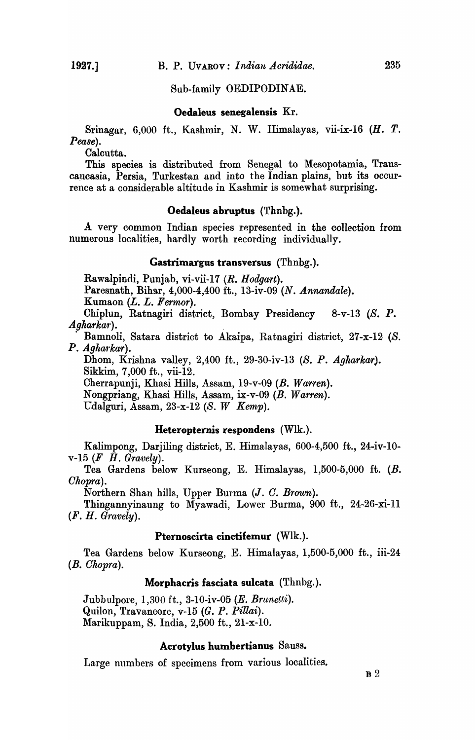## Sub-family OEDIPODINAE.

### **Oedaleus senegalensis** Kr.

Srinagar, 6,000 ft., Kashmir, N. W. Himalayas, vii-ix-16 (*H. T. Pease*).

Calcutta.

This species is distributed from Senegal to Mesopotamia, Transcaucasia, Persia, Turkestan and into the Indian plains, but its occurrence at a considerable altitude in Kashmir is somewhat surprising.

### **Oedaleus abruptus** (Thnbg.).

A very common Indian species represented in the collection from numerous localities, hardly worth recording individually.

### **Gastrimargus transversus** (Thnbg.).

Rawalpindi, Punjab, vi-vii-17 (*R. Hodgart*).

Paresnath, Bihar, 4,000-4,400 ft., 13-iv-09 (*N. Annandale*).

Kumaon (*L. L. Fermor*).

Chiplun, Ratnagiri district, Bombay Presidency 8-v-13 (*S. P. Agharkar*).

Bamnoli, Satara district to Akaipa, Ratnagiri district, 27-x-12 (*S. P. Agharkar*).

Dhom, Krishna valley, 2,400 ft., 29-30-iv-13 (*S. P. Agharkar*).

Sikkim, 7,000 ft., vii-12.

Cherrapunji, Khasi Hills, Assam, 19-v-09 (*B. Warren*).

Nongpriang, Khasi Hills, Assam, ix-v-09 (*B. Warren*).

Udalguri, Assam, 23-x-12 (*S. W Kemp*).

### **Heteropternis respondens** (Wlk.).

Kalimpong, Darjiling district, E. Himalayas, 600-4,500 ft., 24-iv-10-v-15 (*F H. Gravely*).

Tea Gardens below Kurseong, E. Himalayas, 1,500-5,000 ft. (*B. Chopra*).

Northern Shan hills, Upper Burma (*J. C. Brown*).

Thingannyinaung to Myawadi, Lower Burma, 900 ft., 24-26-xi-11 (*F. H. Gravely*).

### **Pternoscirta cinctifemur** (Wlk.).

Tea Gardens below Kurseong, E. Himalayas, 1,500-5,000 ft., iii-24 (*B. Chopra*).

### **Morphacris fasciata sulcata** (Thnbg.).

Jubbulpore, 1,300 ft., 3-10-iv-05 (*E. Brunetti*).

Quilon, Travancore, v-15 (*G. P. Pillai*).

Marikuppam, S. India, 2,500 ft., 21-x-10.

### **Acrotylus humbertianus** Sauss.

Large numbers of specimens from various localities.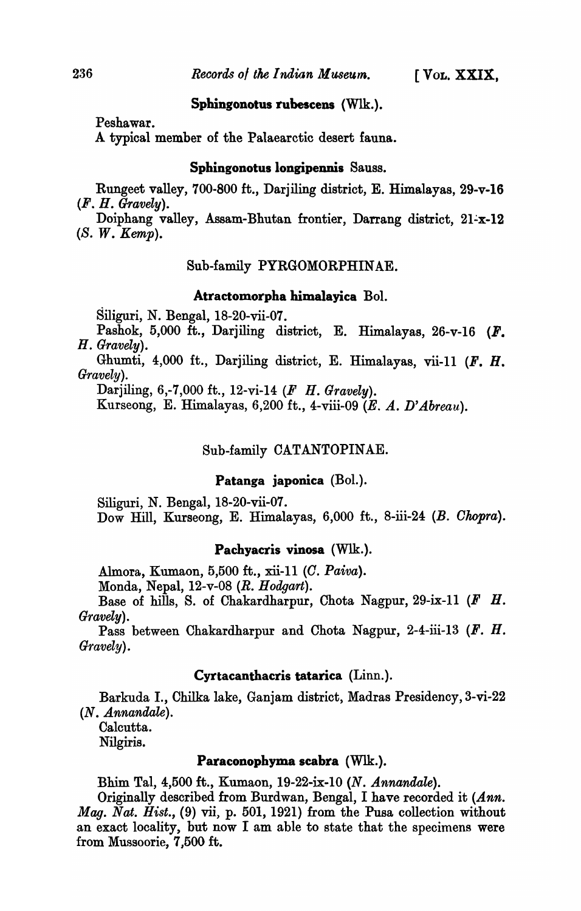**Sphingonotus rubescens (Wlk.).**

Peshawar.

A typical member of the Palaearctic desert fauna.

**Sphingonotus longipennis Sauss.**

Rungeet valley, 700-800 ft., Darjiling district, E. Himalayas, 29-v-16 (*F. H. Gravely*).

Doiphang valley, Assam-Bhutan frontier, Darrang district, 21-x-12 (*S. W. Kemp*).

## Sub-family PYRGOMORPHINAE.

**Atractomorpha himalayica Bol.**

Siliguri, N. Bengal, 18-20-vii-07.

Pashok, 5,000 ft., Darjiling district, E. Himalayas, 26-v-16 (*F. H. Gravely*).

Ghumti, 4,000 ft., Darjiling district, E. Himalayas, vii-11 (*F. H. Gravely*).

Darjiling, 6,-7,000 ft., 12-vi-14 (*F H. Gravely*).

Kurseong, E. Himalayas, 6,200 ft., 4-viii-09 (*E. A. D'Abreau*).

## Sub-family CATANTOPINAE.

**Patanga japonica (Bol.).**

Siliguri, N. Bengal, 18-20-vii-07.

Dow Hill, Kurseong, E. Himalayas, 6,000 ft., 8-iii-24 (*B. Chopra*).

**Pachyacris vinosa (Wlk.).**

Almora, Kumaon, 5,500 ft., xii-11 (*C. Paiva*).

Monda, Nepal, 12-v-08 (*R. Hodgart*).

Base of hills, S. of Chakardharpur, Chota Nagpur, 29-ix-11 (*F H. Gravely*).

Pass between Chakardharpur and Chota Nagpur, 2-4-iii-13 (*F. H. Gravely*).

**Cyrtacanthacris tatarica (Linn.).**

Barkuda I., Chilka lake, Ganjam district, Madras Presidency, 3-vi-22 (*N. Annandale*).

Calcutta.

Nilgiris.

**Paraconophyma scabra (Wlk.).**

Bhim Tal, 4,500 ft., Kumaon, 19-22-ix-10 (*N. Annandale*).

Originally described from Burdwan, Bengal, I have recorded it (*Ann. Mag. Nat. Hist.*, (9) vii, p. 501, 1921) from the Pusa collection without an exact locality, but now I am able to state that the specimens were from Mussoorie, 7,500 ft.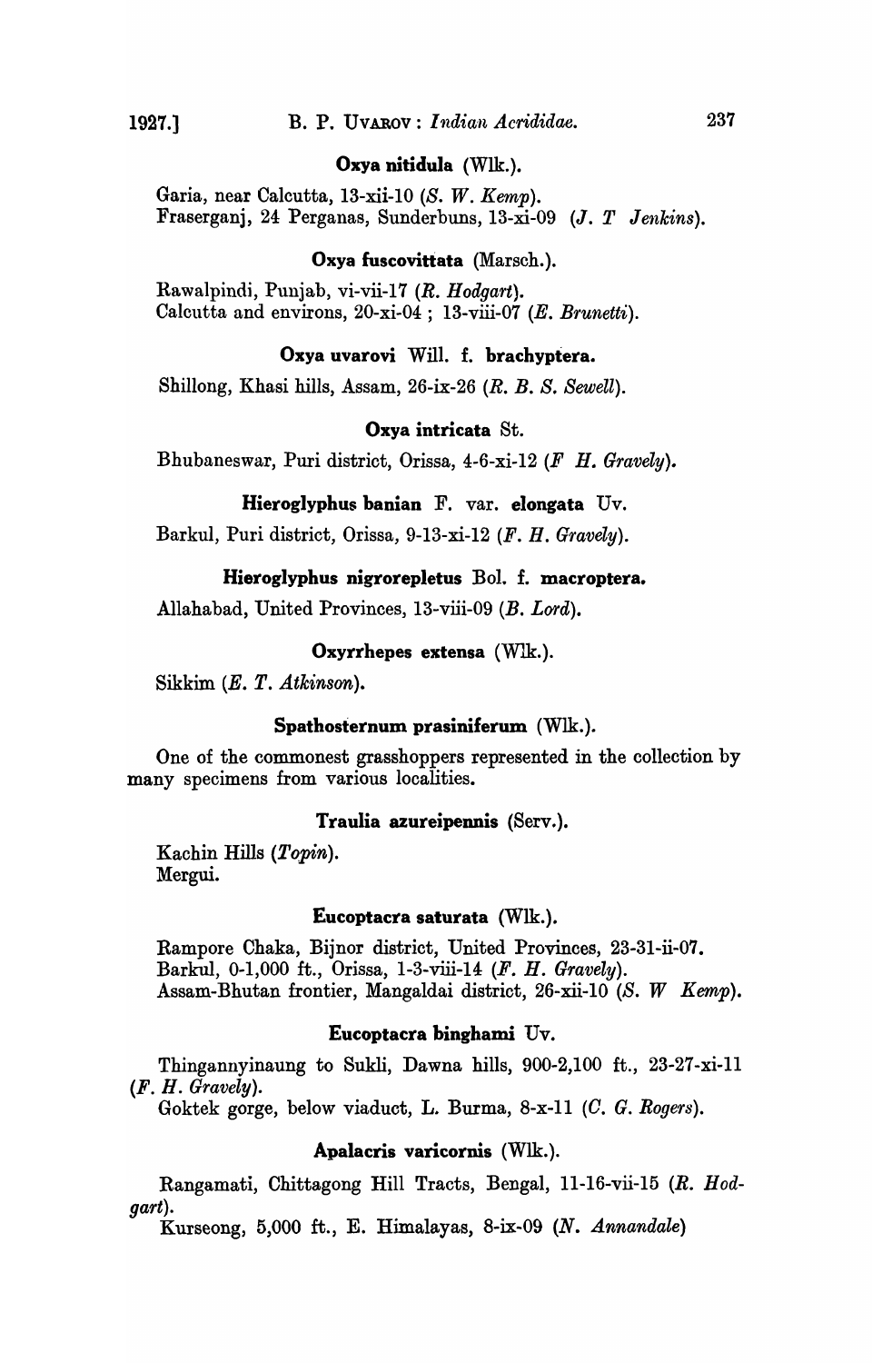### **Oxya nitidula** (Wlk.).

Garia, near Calcutta, 13-xii-10 (*S. W. Kemp*).
Fraserganj, 24 Perganas, Sunderbuns, 13-xi-09 (*J. T Jenkins*).

### **Oxya fuscovittata** (Marsch.).

Rawalpindi, Punjab, vi-vii-17 (*R. Hodgart*).
Calcutta and environs, 20-xi-04 ; 13-viii-07 (*E. Brunetti*).

### **Oxya uvarovi** Will. f. **brachyptera.**

Shillong, Khasi hills, Assam, 26-ix-26 (*R. B. S. Sewell*).

### **Oxya intricata** St.

Bhubaneswar, Puri district, Orissa, 4-6-xi-12 (*F H. Gravely*).

### **Hieroglyphus banian** F. var. **elongata** Uv.

Barkul, Puri district, Orissa, 9-13-xi-12 (*F. H. Gravely*).

### **Hieroglyphus nigrorepletus** Bol. f. **macroptera.**

Allahabad, United Provinces, 13-viii-09 (*B. Lord*).

### **Oxyrrhepes extensa** (Wlk.).

Sikkim (*E. T. Atkinson*).

### **Spathosternum prasiniferum** (Wlk.).

One of the commonest grasshoppers represented in the collection by many specimens from various localities.

### **Traulia azureipennis** (Serv.).

Kachin Hills (*Topin*).
Mergui.

### **Eucoptacra saturata** (Wlk.).

Rampore Chaka, Bijnor district, United Provinces, 23-31-ii-07.
Barkul, 0-1,000 ft., Orissa, 1-3-viii-14 (*F. H. Gravely*).
Assam-Bhutan frontier, Mangaldai district, 26-xii-10 (*S. W Kemp*).

### **Eucoptacra binghami** Uv.

Thingannyinaung to Sukli, Dawna hills, 900-2,100 ft., 23-27-xi-11 (*F. H. Gravely*).
Goktek gorge, below viaduct, L. Burma, 8-x-11 (*C. G. Rogers*).

### **Apalacris varicornis** (Wlk.).

Rangamati, Chittagong Hill Tracts, Bengal, 11-16-vii-15 (*R. Hodgart*).
Kurseong, 5,000 ft., E. Himalayas, 8-ix-09 (*N. Annandale*)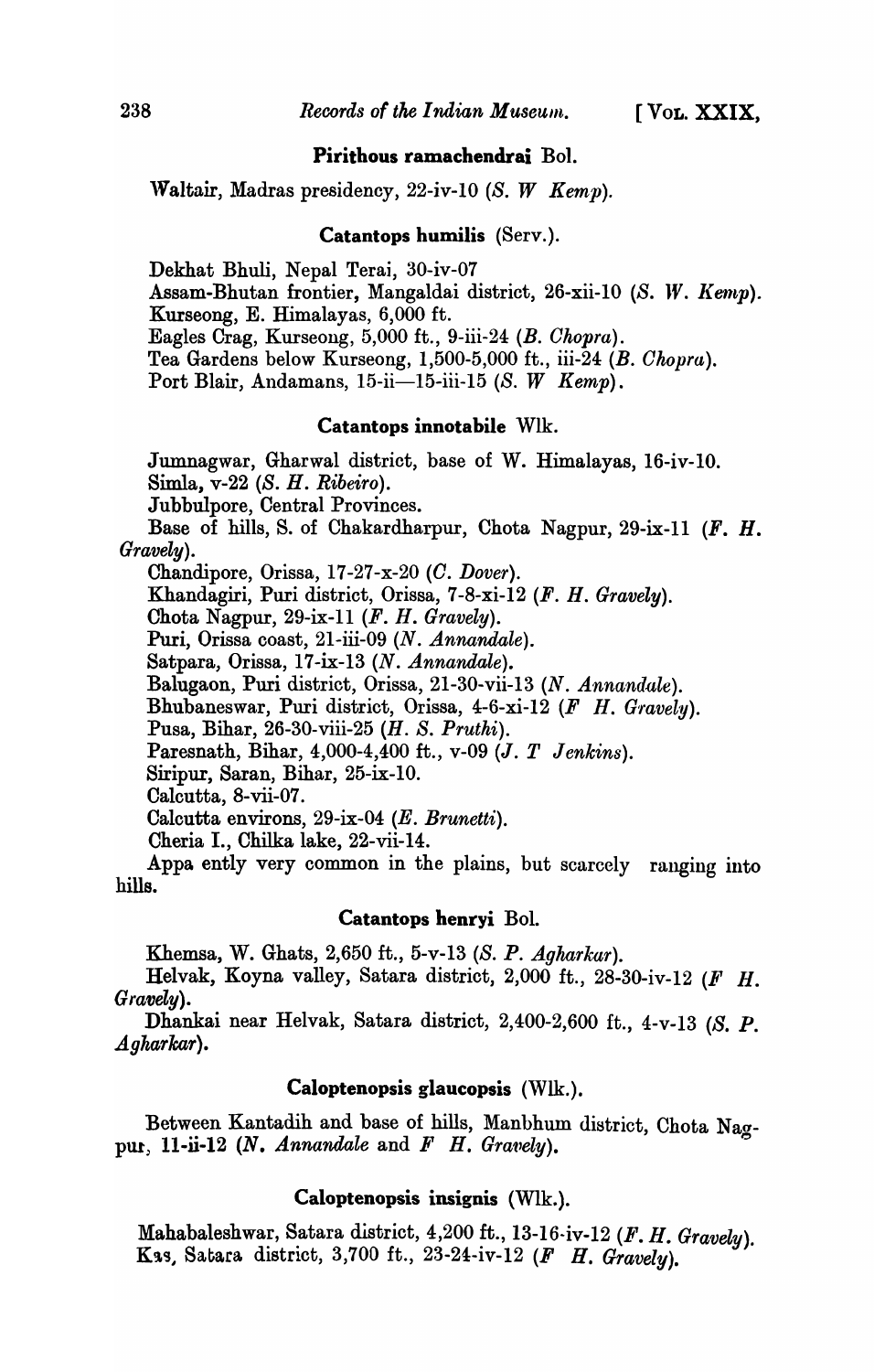### **Pirithous ramachendrai** Bol.

Waltair, Madras presidency, 22-iv-10 (*S. W Kemp*).

### **Catantops humilis** (Serv.).

Dekhat Bhuli, Nepal Terai, 30-iv-07
Assam-Bhutan frontier, Mangaldai district, 26-xii-10 (*S. W. Kemp*).
Kurseong, E. Himalayas, 6,000 ft.
Eagles Crag, Kurseong, 5,000 ft., 9-iii-24 (*B. Chopra*).
Tea Gardens below Kurseong, 1,500-5,000 ft., iii-24 (*B. Chopra*).
Port Blair, Andamans, 15-ii—15-iii-15 (*S. W Kemp*).

### **Catantops innotabile** Wlk.

Jumnagwar, Gharwal district, base of W. Himalayas, 16-iv-10.
Simla, v-22 (*S. H. Ribeiro*).
Jubbulpore, Central Provinces.
Base of hills, S. of Chakardharpur, Chota Nagpur, 29-ix-11 (*F. H. Gravely*).
Chandipore, Orissa, 17-27-x-20 (*C. Dover*).
Khandagiri, Puri district, Orissa, 7-8-xi-12 (*F. H. Gravely*).
Chota Nagpur, 29-ix-11 (*F. H. Gravely*).
Puri, Orissa coast, 21-iii-09 (*N. Annandale*).
Satpara, Orissa, 17-ix-13 (*N. Annandale*).
Balugaon, Puri district, Orissa, 21-30-vii-13 (*N. Annandale*).
Bhubaneswar, Puri district, Orissa, 4-6-xi-12 (*F H. Gravely*).
Pusa, Bihar, 26-30-viii-25 (*H. S. Pruthi*).
Paresnath, Bihar, 4,000-4,400 ft., v-09 (*J. T Jenkins*).
Siripur, Saran, Bihar, 25-ix-10.
Calcutta, 8-vii-07.
Calcutta environs, 29-ix-04 (*E. Brunetti*).
Cheria I., Chilka lake, 22-vii-14.

Appa ently very common in the plains, but scarcely ranging into hills.

### **Catantops henryi** Bol.

Khemsa, W. Ghats, 2,650 ft., 5-v-13 (*S. P. Agharkar*).

Helvak, Koyna valley, Satara district, 2,000 ft., 28-30-iv-12 (*F H. Gravely*).

Dhankai near Helvak, Satara district, 2,400-2,600 ft., 4-v-13 (*S. P. Agharkar*).

### **Caloptenopsis glaucopsis** (Wlk.).

Between Kantadih and base of hills, Manbhum district, Chota Nagpur, 11-ii-12 (*N. Annandale* and *F H. Gravely*).

### **Caloptenopsis insignis** (Wlk.).

Mahabaleshwar, Satara district, 4,200 ft., 13-16-iv-12 (*F. H. Gravely*).
Kas, Satara district, 3,700 ft., 23-24-iv-12 (*F H. Gravely*).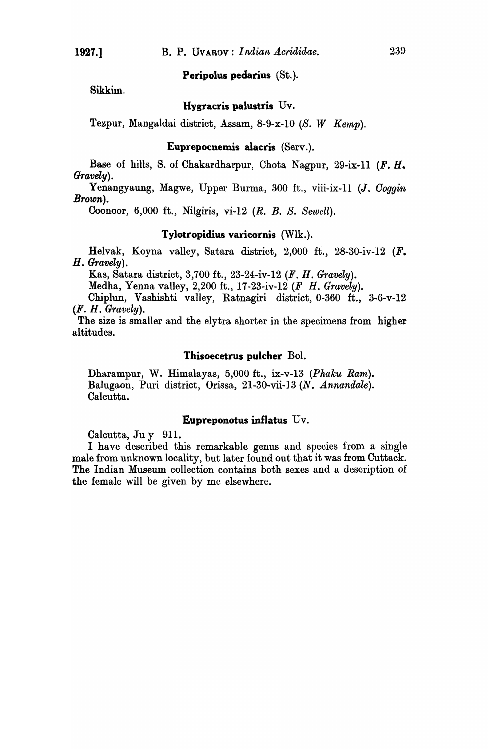### Peripolus pedarius (St.).

Sikkim.

### Hygracris palustris Uv.

Tezpur, Mangaldai district, Assam, 8-9-x-10 (*S. W Kemp*).

### Euprepocnemis alacris (Serv.).

Base of hills, S. of Chakardharpur, Chota Nagpur, 29-ix-11 (*F. H. Gravely*).

Yenangyaung, Magwe, Upper Burma, 300 ft., viii-ix-11 (*J. Coggin Brown*).

Coonoor, 6,000 ft., Nilgiris, vi-12 (*R. B. S. Sewell*).

### Tylotropidius varicornis (Wlk.).

Helvak, Koyna valley, Satara district, 2,000 ft., 28-30-iv-12 (*F. H. Gravely*).

Kas, Satara district, 3,700 ft., 23-24-iv-12 (*F. H. Gravely*).

Medha, Yenna valley, 2,200 ft., 17-23-iv-12 (*F H. Gravely*).

Chiplun, Vashishti valley, Ratnagiri district, 0-360 ft., 3-6-v-12 (*F. H. Gravely*).

The size is smaller and the elytra shorter in the specimens from higher altitudes.

### Thisoecetrus pulcher Bol.

Dharampur, W. Himalayas, 5,000 ft., ix-v-13 (*Phaku Ram*).
Balugaon, Puri district, Orissa, 21-30-vii-13 (*N. Annandale*).
Calcutta.

### Eupreponotus inflatus Uv.

Calcutta, Ju y 911.

I have described this remarkable genus and species from a single male from unknown locality, but later found out that it was from Cuttack. The Indian Museum collection contains both sexes and a description of the female will be given by me elsewhere.